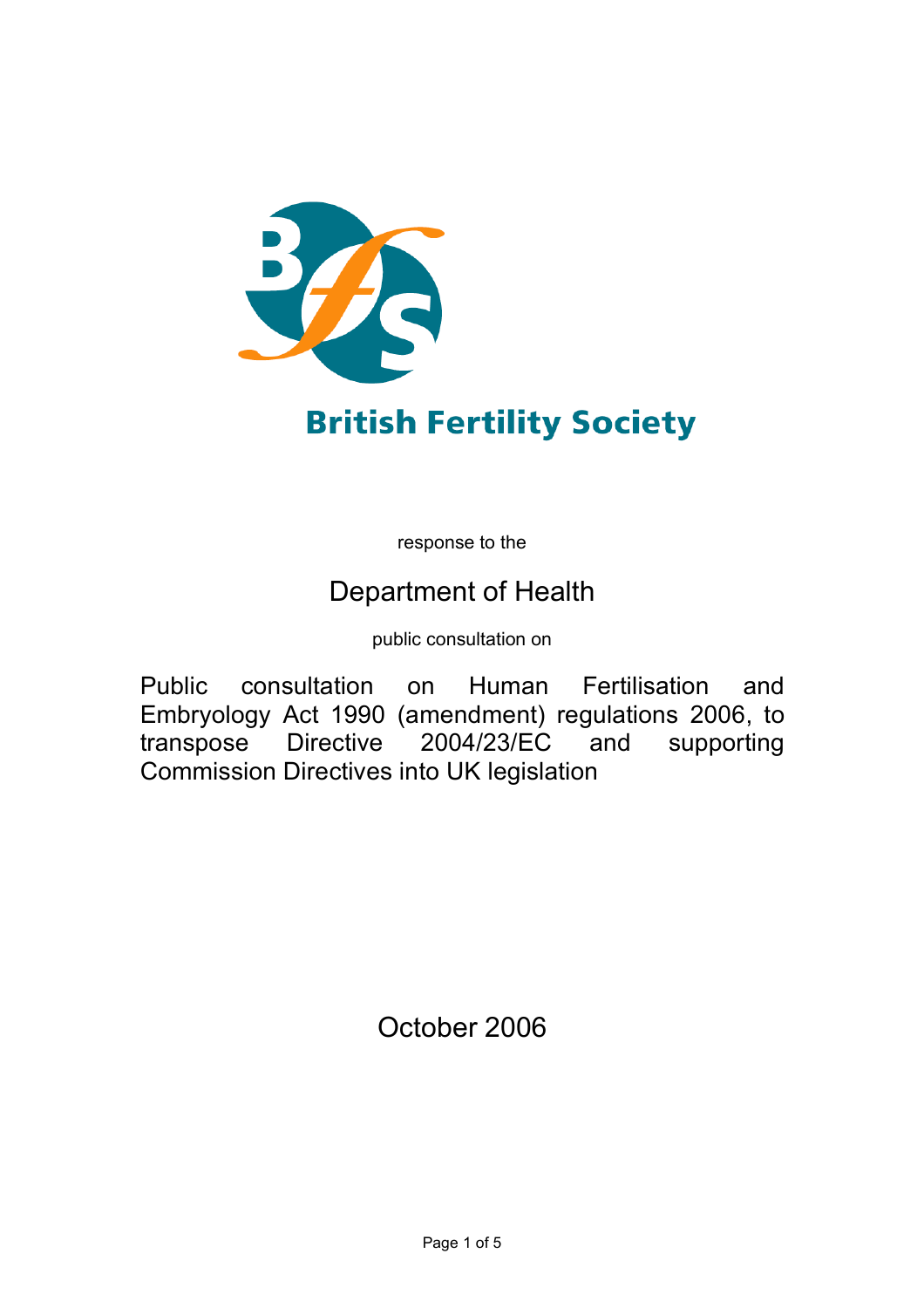British Fertility Society

response to the

# Department of Health

public consultation on

## Public consultation on Human Fertilisation and Embryology Act 1990 (amendment) regulations 2006, to transpose Directive 2004/23/EC and supporting Commission Directives into UK legislation

October 2006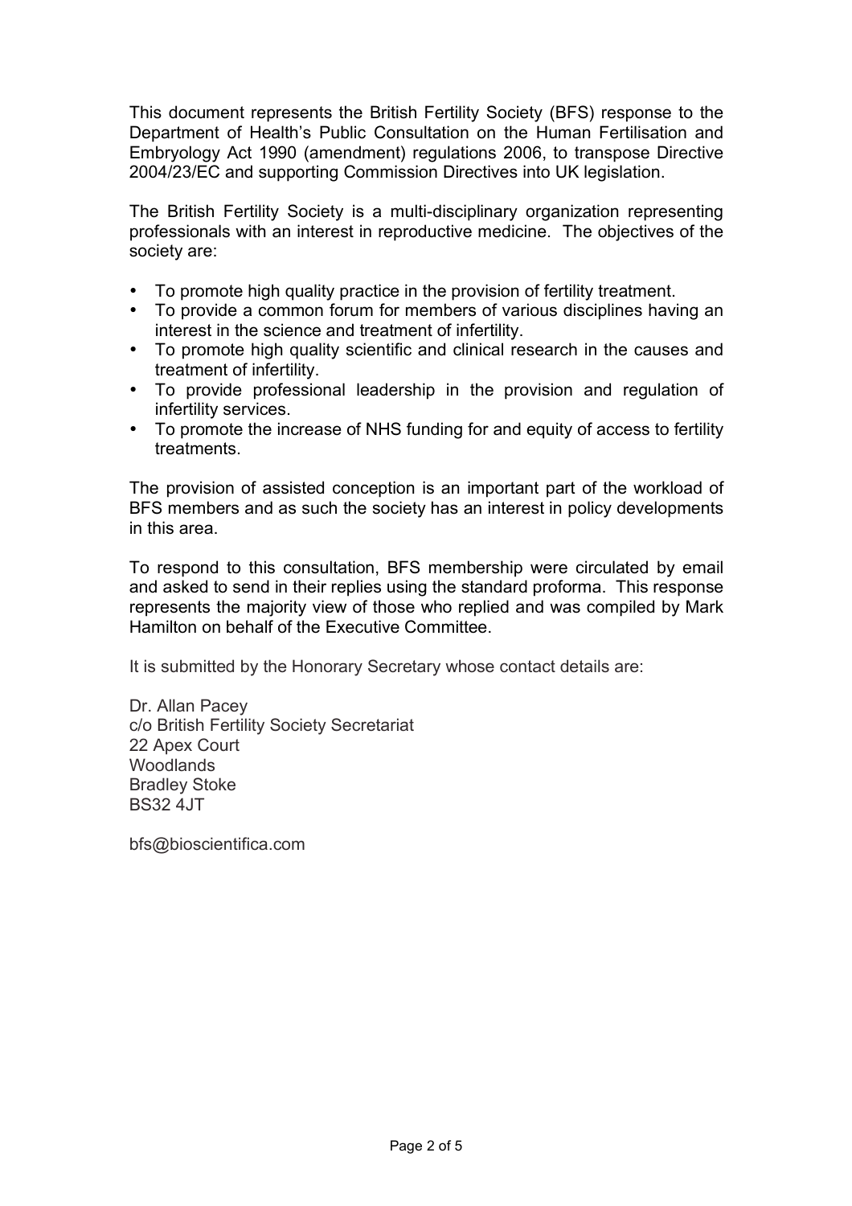This document represents the British Fertility Society (BFS) response to the Department of Health's Public Consultation on the Human Fertilisation and Embryology Act 1990 (amendment) regulations 2006, to transpose Directive 2004/23/EC and supporting Commission Directives into UK legislation.

The British Fertility Society is a multi-disciplinary organization representing professionals with an interest in reproductive medicine. The objectives of the society are:

- To promote high quality practice in the provision of fertility treatment.
- To provide a common forum for members of various disciplines having an interest in the science and treatment of infertility.
- To promote high quality scientific and clinical research in the causes and treatment of infertility.
- To provide professional leadership in the provision and regulation of infertility services.
- To promote the increase of NHS funding for and equity of access to fertility treatments.

The provision of assisted conception is an important part of the workload of BFS members and as such the society has an interest in policy developments in this area.

To respond to this consultation, BFS membership were circulated by email and asked to send in their replies using the standard proforma. This response represents the majority view of those who replied and was compiled by Mark Hamilton on behalf of the Executive Committee.

It is submitted by the Honorary Secretary whose contact details are:

Dr. Allan Pacey  
c/o British Fertility Society Secretariat  
22 Apex Court  
Woodlands  
Bradley Stoke  
BS32 4JT

bfs@bioscientifica.com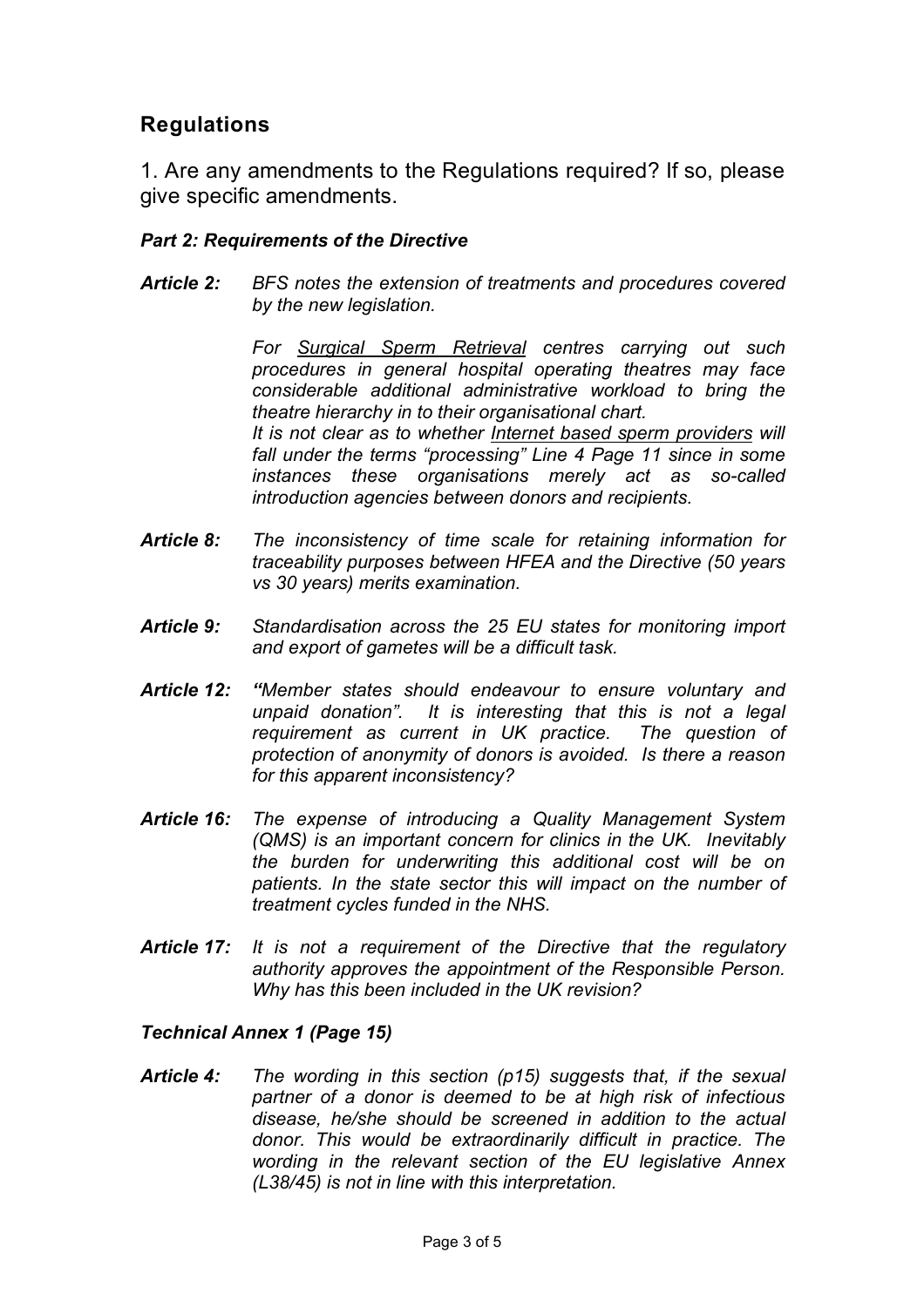## Regulations

1. Are any amendments to the Regulations required? If so, please give specific amendments.

***Part 2: Requirements of the Directive***

***Article 2:*** *BFS notes the extension of treatments and procedures covered by the new legislation.*

*For <u>Surgical Sperm Retrieval</u> centres carrying out such procedures in general hospital operating theatres may face considerable additional administrative workload to bring the theatre hierarchy in to their organisational chart.*
*It is not clear as to whether <u>Internet based sperm providers</u> will fall under the terms "processing" Line 4 Page 11 since in some instances these organisations merely act as so-called introduction agencies between donors and recipients.*

***Article 8:*** *The inconsistency of time scale for retaining information for traceability purposes between HFEA and the Directive (50 years vs 30 years) merits examination.*

***Article 9:*** *Standardisation across the 25 EU states for monitoring import and export of gametes will be a difficult task.*

***Article 12:*** *"Member states should endeavour to ensure voluntary and unpaid donation". It is interesting that this is not a legal requirement as current in UK practice. The question of protection of anonymity of donors is avoided. Is there a reason for this apparent inconsistency?*

***Article 16:*** *The expense of introducing a Quality Management System (QMS) is an important concern for clinics in the UK. Inevitably the burden for underwriting this additional cost will be on patients. In the state sector this will impact on the number of treatment cycles funded in the NHS.*

***Article 17:*** *It is not a requirement of the Directive that the regulatory authority approves the appointment of the Responsible Person. Why has this been included in the UK revision?*

***Technical Annex 1 (Page 15)***

***Article 4:*** *The wording in this section (p15) suggests that, if the sexual partner of a donor is deemed to be at high risk of infectious disease, he/she should be screened in addition to the actual donor. This would be extraordinarily difficult in practice. The wording in the relevant section of the EU legislative Annex (L38/45) is not in line with this interpretation.*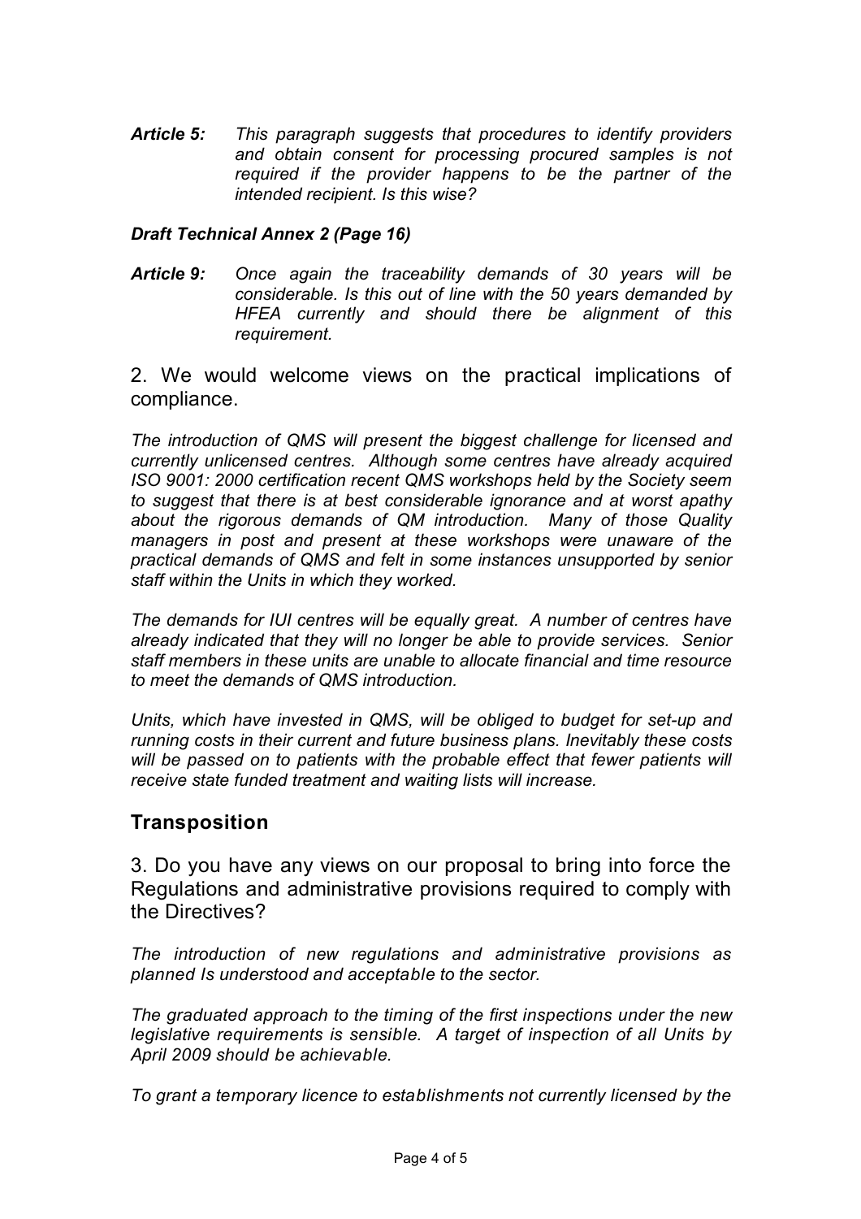***Article 5:*** *This paragraph suggests that procedures to identify providers and obtain consent for processing procured samples is not required if the provider happens to be the partner of the intended recipient. Is this wise?*

***Draft Technical Annex 2 (Page 16)***

***Article 9:*** *Once again the traceability demands of 30 years will be considerable. Is this out of line with the 50 years demanded by HFEA currently and should there be alignment of this requirement.*

2. We would welcome views on the practical implications of compliance.

*The introduction of QMS will present the biggest challenge for licensed and currently unlicensed centres. Although some centres have already acquired ISO 9001: 2000 certification recent QMS workshops held by the Society seem to suggest that there is at best considerable ignorance and at worst apathy about the rigorous demands of QM introduction. Many of those Quality managers in post and present at these workshops were unaware of the practical demands of QMS and felt in some instances unsupported by senior staff within the Units in which they worked.*

*The demands for IUI centres will be equally great. A number of centres have already indicated that they will no longer be able to provide services. Senior staff members in these units are unable to allocate financial and time resource to meet the demands of QMS introduction.*

*Units, which have invested in QMS, will be obliged to budget for set-up and running costs in their current and future business plans. Inevitably these costs will be passed on to patients with the probable effect that fewer patients will receive state funded treatment and waiting lists will increase.*

## Transposition

3. Do you have any views on our proposal to bring into force the Regulations and administrative provisions required to comply with the Directives?

*The introduction of new regulations and administrative provisions as planned Is understood and acceptable to the sector.*

*The graduated approach to the timing of the first inspections under the new legislative requirements is sensible. A target of inspection of all Units by April 2009 should be achievable.*

*To grant a temporary licence to establishments not currently licensed by the*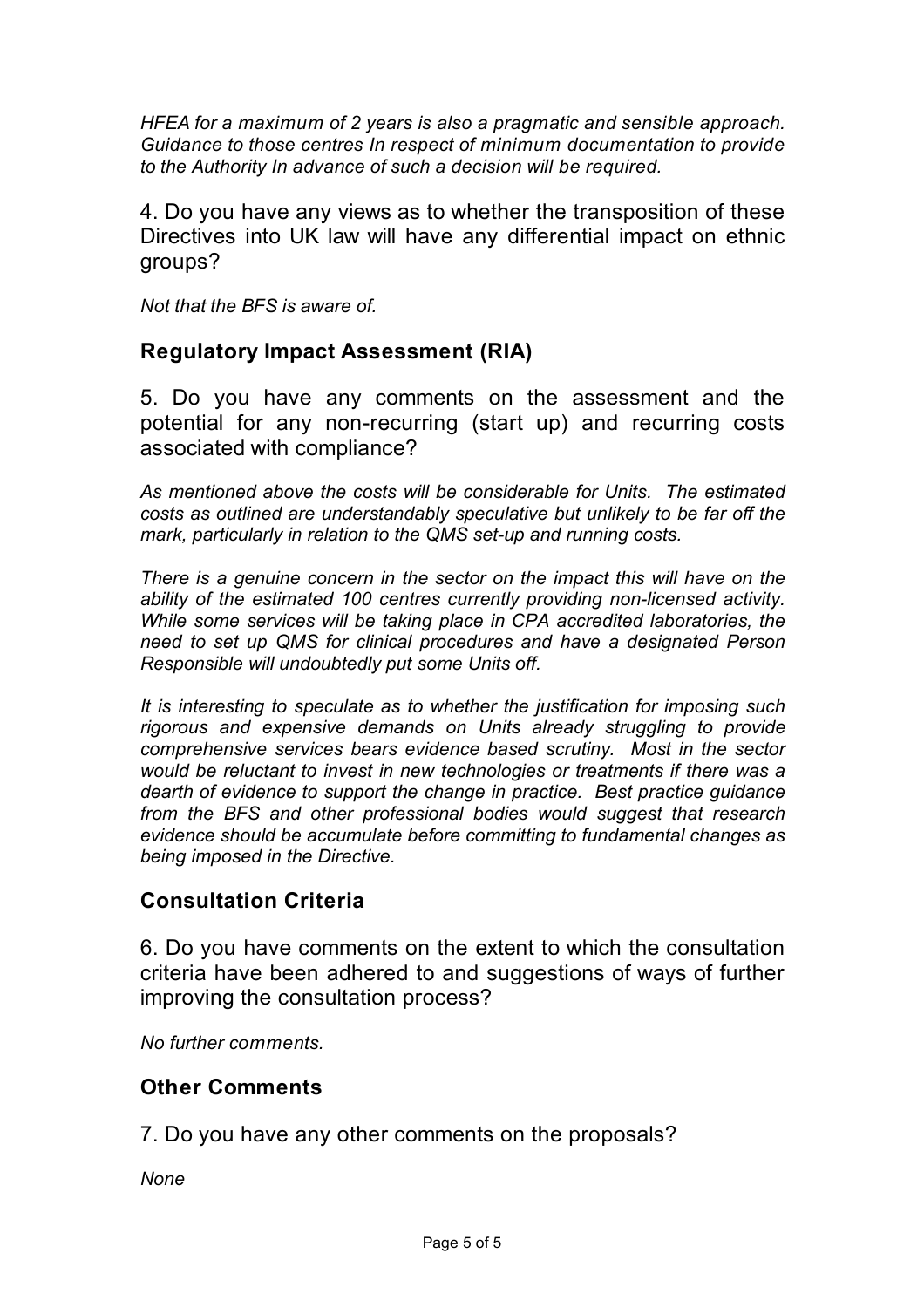*HFEA for a maximum of 2 years is also a pragmatic and sensible approach. Guidance to those centres In respect of minimum documentation to provide to the Authority In advance of such a decision will be required.*

4. Do you have any views as to whether the transposition of these Directives into UK law will have any differential impact on ethnic groups?

*Not that the BFS is aware of.*

## Regulatory Impact Assessment (RIA)

5. Do you have any comments on the assessment and the potential for any non-recurring (start up) and recurring costs associated with compliance?

*As mentioned above the costs will be considerable for Units. The estimated costs as outlined are understandably speculative but unlikely to be far off the mark, particularly in relation to the QMS set-up and running costs.*

*There is a genuine concern in the sector on the impact this will have on the ability of the estimated 100 centres currently providing non-licensed activity. While some services will be taking place in CPA accredited laboratories, the need to set up QMS for clinical procedures and have a designated Person Responsible will undoubtedly put some Units off.*

*It is interesting to speculate as to whether the justification for imposing such rigorous and expensive demands on Units already struggling to provide comprehensive services bears evidence based scrutiny. Most in the sector would be reluctant to invest in new technologies or treatments if there was a dearth of evidence to support the change in practice. Best practice guidance from the BFS and other professional bodies would suggest that research evidence should be accumulate before committing to fundamental changes as being imposed in the Directive.*

## Consultation Criteria

6. Do you have comments on the extent to which the consultation criteria have been adhered to and suggestions of ways of further improving the consultation process?

*No further comments.*

## Other Comments

7. Do you have any other comments on the proposals?

*None*